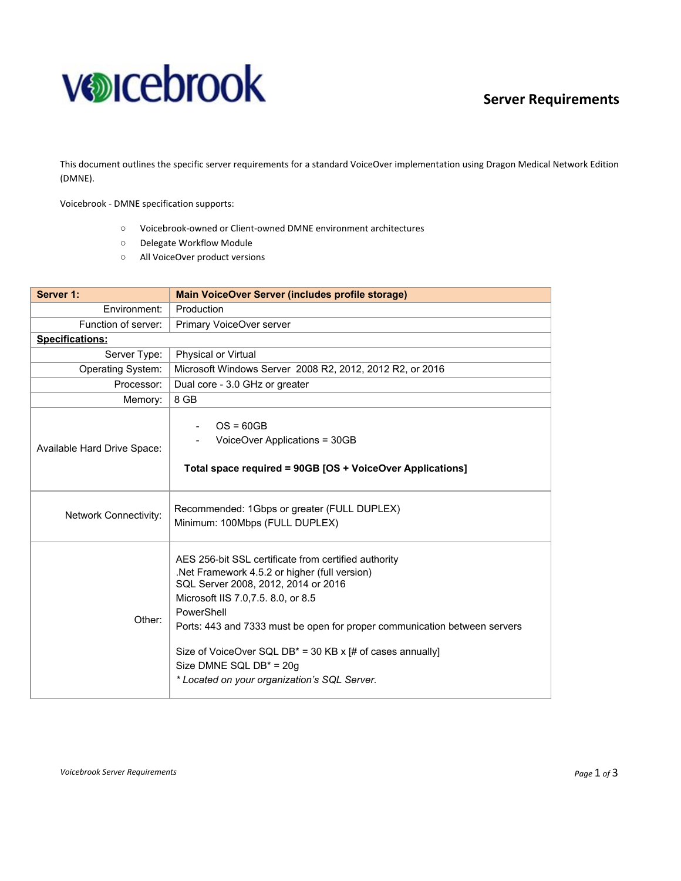# Server Requirements

This document outlines the specific server requirements for a standard VoiceOver implementation using Dragon Medical Network Edition (DMNE).

Voicebrook - DMNE specification supports:

- Voicebrook-owned or Client-owned DMNE environment architectures
- Delegate Workflow Module
- All VoiceOver product versions

| **Server 1:** | **Main VoiceOver Server (includes profile storage)** |
|---|---|
| Environment: | Production |
| Function of server: | Primary VoiceOver server |
| **Specifications:** | |
| Server Type: | Physical or Virtual |
| Operating System: | Microsoft Windows Server 2008 R2, 2012, 2012 R2, or 2016 |
| Processor: | Dual core - 3.0 GHz or greater |
| Memory: | 8 GB |
| Available Hard Drive Space: | - OS = 60GB<br>- VoiceOver Applications = 30GB<br><br>**Total space required = 90GB [OS + VoiceOver Applications]** |
| Network Connectivity: | Recommended: 1Gbps or greater (FULL DUPLEX)<br>Minimum: 100Mbps (FULL DUPLEX) |
| Other: | AES 256-bit SSL certificate from certified authority<br>.Net Framework 4.5.2 or higher (full version)<br>SQL Server 2008, 2012, 2014 or 2016<br>Microsoft IIS 7.0,7.5. 8.0, or 8.5<br>PowerShell<br>Ports: 443 and 7333 must be open for proper communication between servers<br><br>Size of VoiceOver SQL DB* = 30 KB x [# of cases annually]<br>Size DMNE SQL DB* = 20g<br>*\* Located on your organization's SQL Server.* |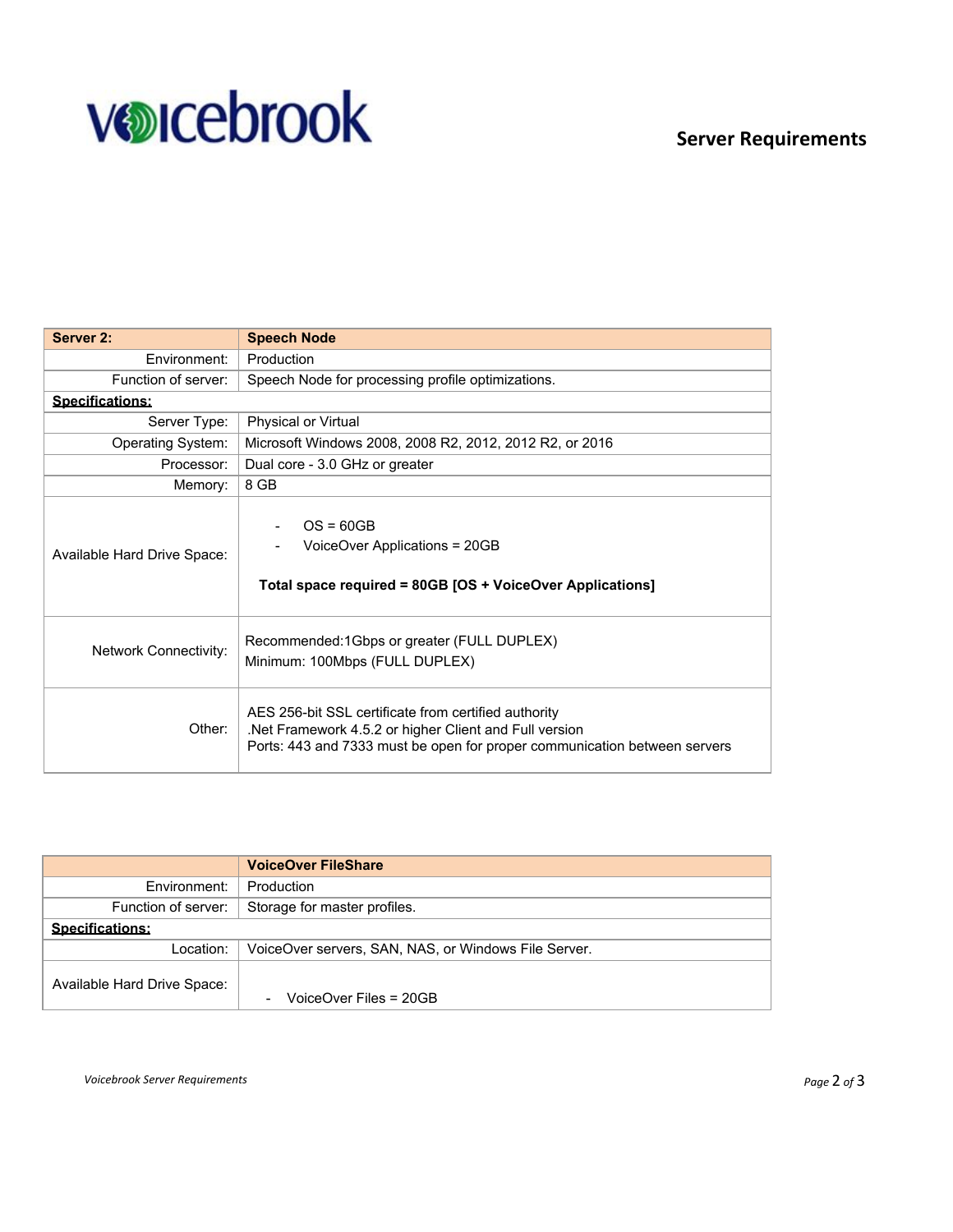| Server 2: | Speech Node |
|---|---|
| Environment: | Production |
| Function of server: | Speech Node for processing profile optimizations. |
| **Specifications:** | |
| Server Type: | Physical or Virtual |
| Operating System: | Microsoft Windows 2008, 2008 R2, 2012, 2012 R2, or 2016 |
| Processor: | Dual core - 3.0 GHz or greater |
| Memory: | 8 GB |
| Available Hard Drive Space: | - OS = 60GB<br>- VoiceOver Applications = 20GB<br><br>**Total space required = 80GB [OS + VoiceOver Applications]** |
| Network Connectivity: | Recommended:1Gbps or greater (FULL DUPLEX)<br>Minimum: 100Mbps (FULL DUPLEX) |
| Other: | AES 256-bit SSL certificate from certified authority<br>.Net Framework 4.5.2 or higher Client and Full version<br>Ports: 443 and 7333 must be open for proper communication between servers |

| | VoiceOver FileShare |
|---|---|
| Environment: | Production |
| Function of server: | Storage for master profiles. |
| **Specifications:** | |
| Location: | VoiceOver servers, SAN, NAS, or Windows File Server. |
| Available Hard Drive Space: | - VoiceOver Files = 20GB |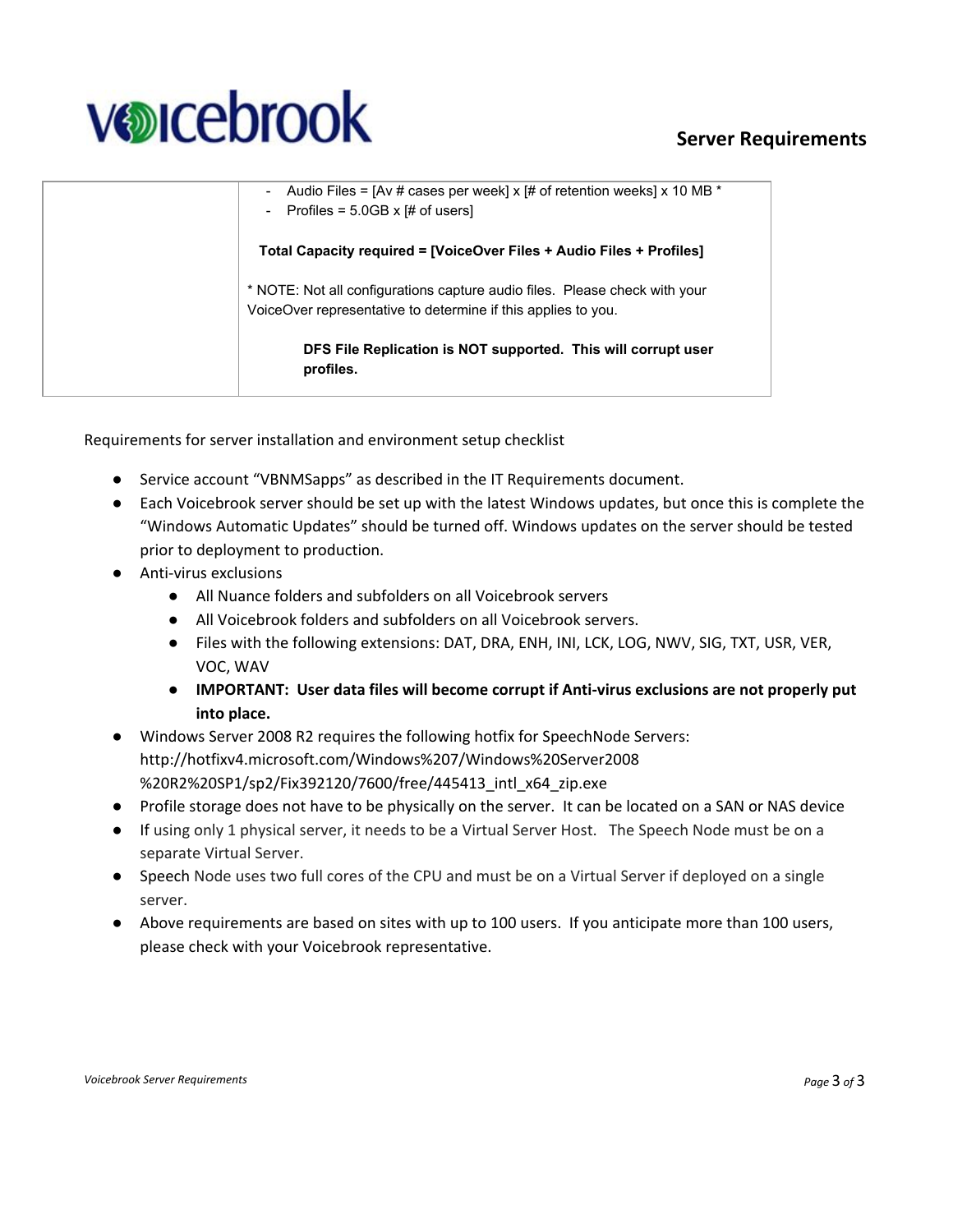| | |
| --- | --- |
| | - Audio Files = [Av # cases per week] x [# of retention weeks] x 10 MB *<br>- Profiles = 5.0GB x [# of users]<br><br>**Total Capacity required = [VoiceOver Files + Audio Files + Profiles]**<br><br>* NOTE: Not all configurations capture audio files. Please check with your VoiceOver representative to determine if this applies to you.<br><br>**DFS File Replication is NOT supported. This will corrupt user profiles.** |

Requirements for server installation and environment setup checklist

- Service account "VBNMSapps" as described in the IT Requirements document.
- Each Voicebrook server should be set up with the latest Windows updates, but once this is complete the "Windows Automatic Updates" should be turned off. Windows updates on the server should be tested prior to deployment to production.
- Anti-virus exclusions
  - All Nuance folders and subfolders on all Voicebrook servers
  - All Voicebrook folders and subfolders on all Voicebrook servers.
  - Files with the following extensions: DAT, DRA, ENH, INI, LCK, LOG, NWV, SIG, TXT, USR, VER, VOC, WAV
  - **IMPORTANT: User data files will become corrupt if Anti-virus exclusions are not properly put into place.**
- Windows Server 2008 R2 requires the following hotfix for SpeechNode Servers: http://hotfixv4.microsoft.com/Windows%207/Windows%20Server2008%20R2%20SP1/sp2/Fix392120/7600/free/445413_intl_x64_zip.exe
- Profile storage does not have to be physically on the server. It can be located on a SAN or NAS device
- If using only 1 physical server, it needs to be a Virtual Server Host. The Speech Node must be on a separate Virtual Server.
- Speech Node uses two full cores of the CPU and must be on a Virtual Server if deployed on a single server.
- Above requirements are based on sites with up to 100 users. If you anticipate more than 100 users, please check with your Voicebrook representative.